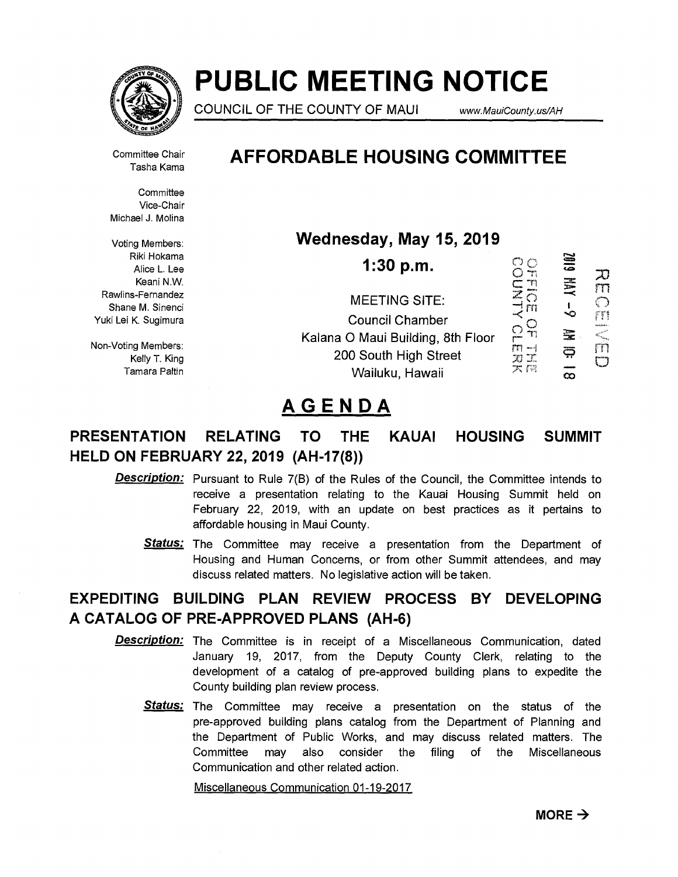# PUBLIC MEETING NOTICE

COUNCIL OF THE COUNTY OF MAUI www.MauiCounty.us/AH

## AFFORDABLE HOUSING COMMITTEE

Committee Chair
Tasha Kama

Committee
Vice-Chair
Michael J. Molina

Voting Members:
Riki Hokama
Alice L. Lee
Keani N.W.
Rawlins-Fernandez
Shane M. Sinenci
Yuki Lei K. Sugimura

Non-Voting Members:
Kelly T. King
Tamara Paltin

**Wednesday, May 15, 2019**

**1:30 p.m.**

MEETING SITE:
Council Chamber
Kalana O Maui Building, 8th Floor
200 South High Street
Wailuku, Hawaii

OFFICE OF THE COUNTY CLERK
2019 MAY -9 AM 10: 18
RECEIVED

# AGENDA

## PRESENTATION RELATING TO THE KAUAI HOUSING SUMMIT HELD ON FEBRUARY 22, 2019 (AH-17(8))

***Description:*** Pursuant to Rule 7(B) of the Rules of the Council, the Committee intends to receive a presentation relating to the Kauai Housing Summit held on February 22, 2019, with an update on best practices as it pertains to affordable housing in Maui County.

***Status:*** The Committee may receive a presentation from the Department of Housing and Human Concerns, or from other Summit attendees, and may discuss related matters. No legislative action will be taken.

## EXPEDITING BUILDING PLAN REVIEW PROCESS BY DEVELOPING A CATALOG OF PRE-APPROVED PLANS (AH-6)

***Description:*** The Committee is in receipt of a Miscellaneous Communication, dated January 19, 2017, from the Deputy County Clerk, relating to the development of a catalog of pre-approved building plans to expedite the County building plan review process.

***Status:*** The Committee may receive a presentation on the status of the pre-approved building plans catalog from the Department of Planning and the Department of Public Works, and may discuss related matters. The Committee may also consider the filing of the Miscellaneous Communication and other related action.

Miscellaneous Communication 01-19-2017

**MORE →**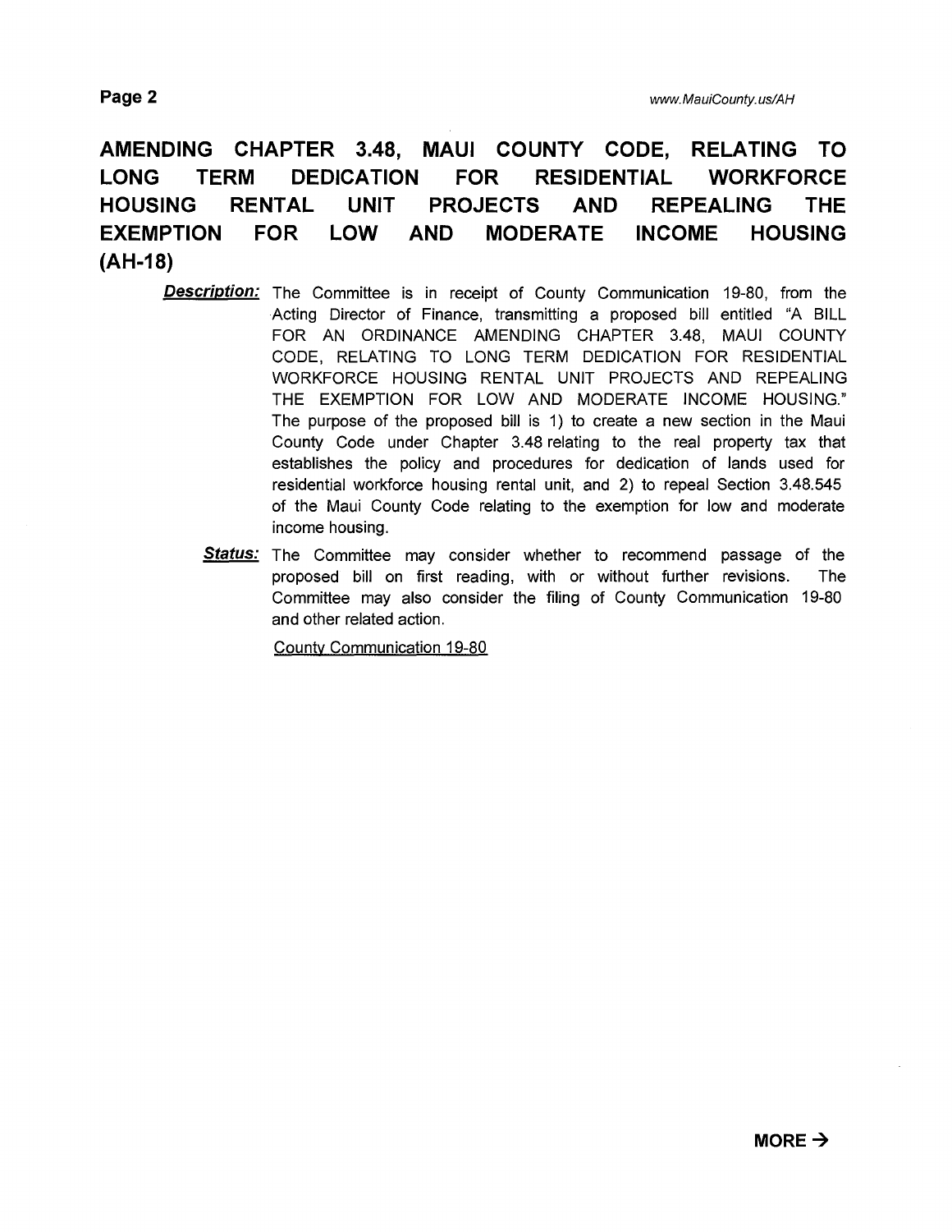## AMENDING CHAPTER 3.48, MAUI COUNTY CODE, RELATING TO LONG TERM DEDICATION FOR RESIDENTIAL WORKFORCE HOUSING RENTAL UNIT PROJECTS AND REPEALING THE EXEMPTION FOR LOW AND MODERATE INCOME HOUSING (AH-18)

***Description:*** The Committee is in receipt of County Communication 19-80, from the Acting Director of Finance, transmitting a proposed bill entitled "A BILL FOR AN ORDINANCE AMENDING CHAPTER 3.48, MAUI COUNTY CODE, RELATING TO LONG TERM DEDICATION FOR RESIDENTIAL WORKFORCE HOUSING RENTAL UNIT PROJECTS AND REPEALING THE EXEMPTION FOR LOW AND MODERATE INCOME HOUSING." The purpose of the proposed bill is 1) to create a new section in the Maui County Code under Chapter 3.48 relating to the real property tax that establishes the policy and procedures for dedication of lands used for residential workforce housing rental unit, and 2) to repeal Section 3.48.545 of the Maui County Code relating to the exemption for low and moderate income housing.

***Status:*** The Committee may consider whether to recommend passage of the proposed bill on first reading, with or without further revisions. The Committee may also consider the filing of County Communication 19-80 and other related action.

County Communication 19-80

**MORE →**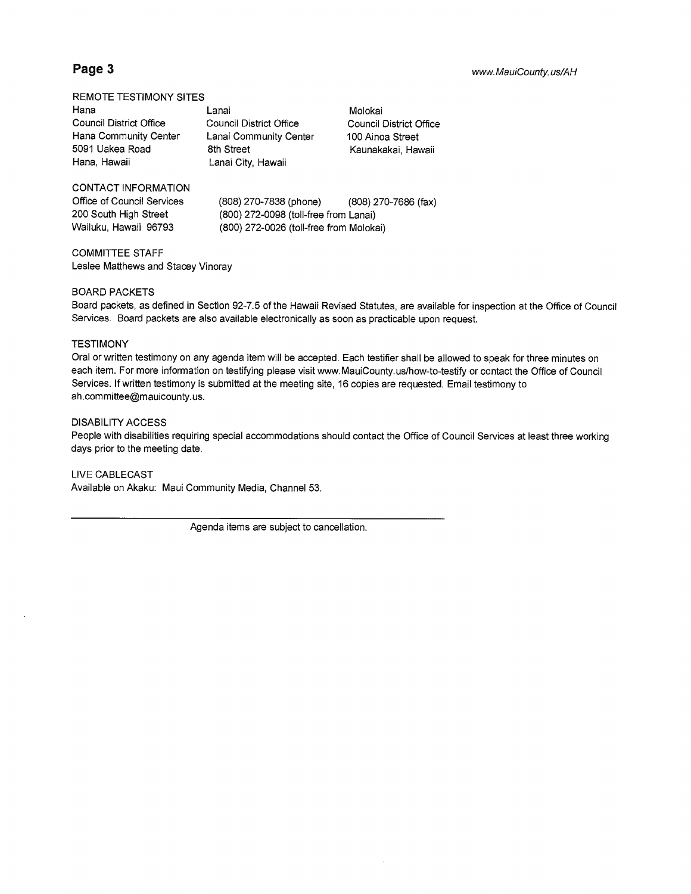REMOTE TESTIMONY SITES

| Hana | Lanai | Molokai |
| --- | --- | --- |
| Council District Office | Council District Office | Council District Office |
| Hana Community Center | Lanai Community Center | 100 Ainoa Street |
| 5091 Uakea Road | 8th Street | Kaunakakai, Hawaii |
| Hana, Hawaii | Lanai City, Hawaii | |

CONTACT INFORMATION

| | | |
| --- | --- | --- |
| Office of Council Services | (808) 270-7838 (phone) | (808) 270-7686 (fax) |
| 200 South High Street | (800) 272-0098 (toll-free from Lanai) | |
| Wailuku, Hawaii 96793 | (800) 272-0026 (toll-free from Molokai) | |

COMMITTEE STAFF

Leslee Matthews and Stacey Vinoray

BOARD PACKETS

Board packets, as defined in Section 92-7.5 of the Hawaii Revised Statutes, are available for inspection at the Office of Council Services. Board packets are also available electronically as soon as practicable upon request.

TESTIMONY

Oral or written testimony on any agenda item will be accepted. Each testifier shall be allowed to speak for three minutes on each item. For more information on testifying please visit www.MauiCounty.us/how-to-testify or contact the Office of Council Services. If written testimony is submitted at the meeting site, 16 copies are requested. Email testimony to ah.committee@mauicounty.us.

DISABILITY ACCESS

People with disabilities requiring special accommodations should contact the Office of Council Services at least three working days prior to the meeting date.

LIVE CABLECAST

Available on Akaku: Maui Community Media, Channel 53.

---

Agenda items are subject to cancellation.